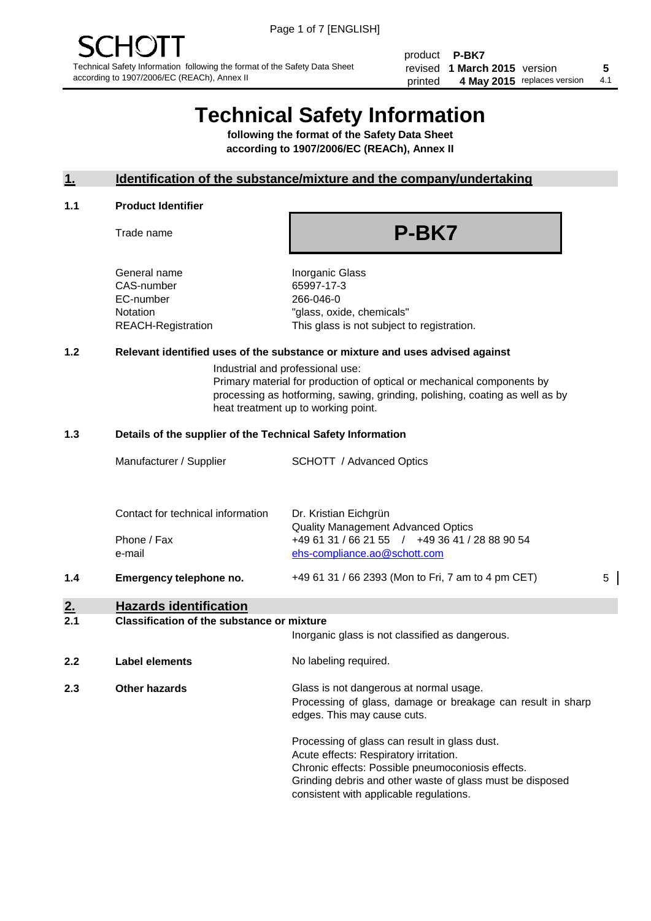SCHOTT

Technical Safety Information following the format of the Safety Data Sheet according to 1907/2006/EC (REACh), Annex II

| | | | |
|---|---|---|---|
| product | **P-BK7** | | |
| revised | **1 March 2015** | version | **5** |
| printed | **4 May 2015** | replaces version | 4.1 |

# Technical Safety Information

**following the format of the Safety Data Sheet according to 1907/2006/EC (REACh), Annex II**

## 1. Identification of the substance/mixture and the company/undertaking

### 1.1 Product Identifier

Trade name: **P-BK7**

| | |
|---|---|
| General name | Inorganic Glass |
| CAS-number | 65997-17-3 |
| EC-number | 266-046-0 |
| Notation | "glass, oxide, chemicals" |
| REACH-Registration | This glass is not subject to registration. |

### 1.2 Relevant identified uses of the substance or mixture and uses advised against

Industrial and professional use:
Primary material for production of optical or mechanical components by processing as hotforming, sawing, grinding, polishing, coating as well as by heat treatment up to working point.

### 1.3 Details of the supplier of the Technical Safety Information

| | |
|---|---|
| Manufacturer / Supplier | SCHOTT / Advanced Optics |
| Contact for technical information | Dr. Kristian Eichgrün<br>Quality Management Advanced Optics |
| Phone / Fax | +49 61 31 / 66 21 55 / +49 36 41 / 28 88 90 54 |
| e-mail | ehs-compliance.ao@schott.com |

### 1.4 Emergency telephone no.

+49 61 31 / 66 2393 (Mon to Fri, 7 am to 4 pm CET) 5

## 2. Hazards identification

### 2.1 Classification of the substance or mixture

Inorganic glass is not classified as dangerous.

### 2.2 Label elements

No labeling required.

### 2.3 Other hazards

Glass is not dangerous at normal usage.
Processing of glass, damage or breakage can result in sharp edges. This may cause cuts.

Processing of glass can result in glass dust.
Acute effects: Respiratory irritation.
Chronic effects: Possible pneumoconiosis effects.
Grinding debris and other waste of glass must be disposed consistent with applicable regulations.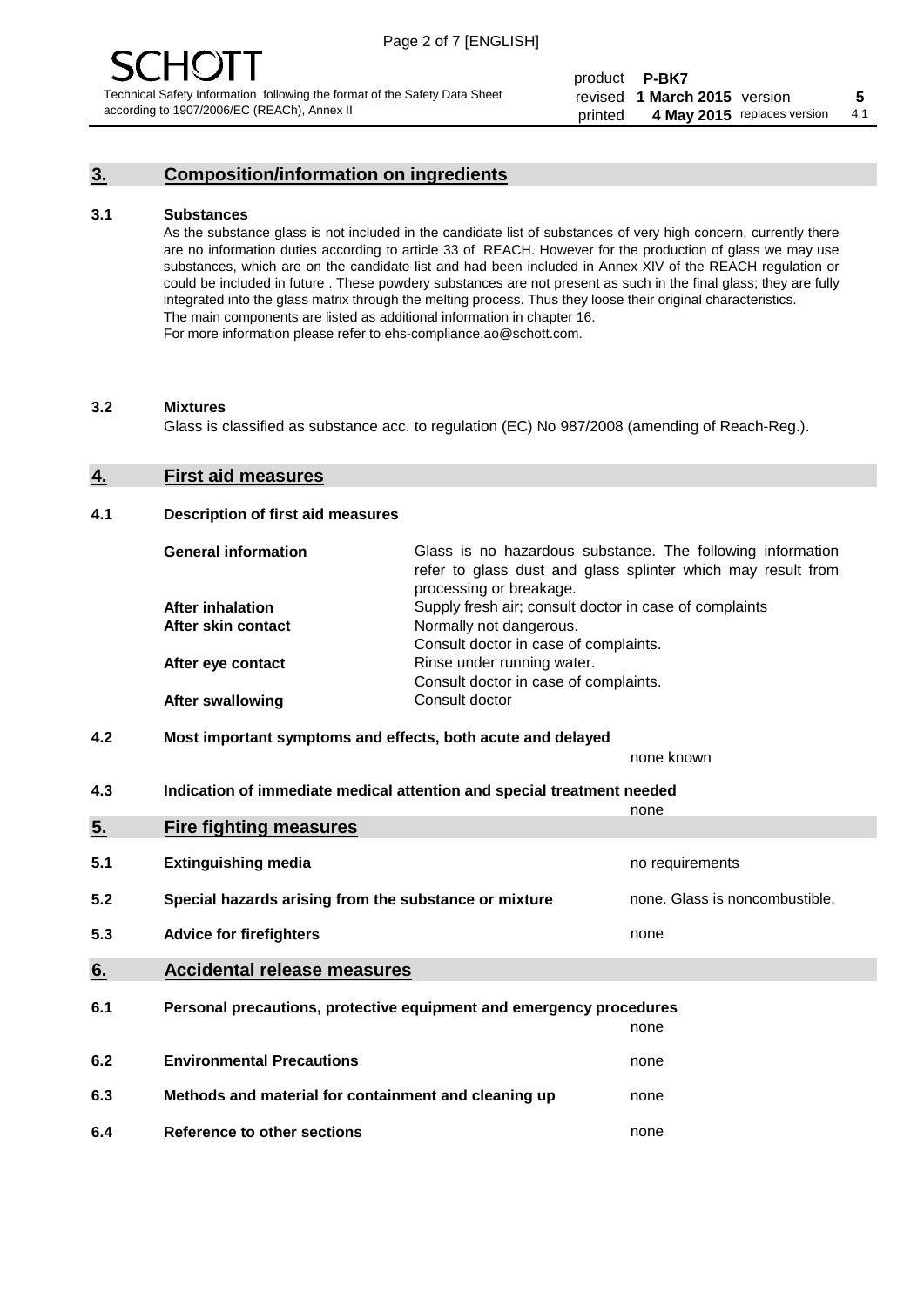## 3. Composition/information on ingredients

### 3.1 Substances

As the substance glass is not included in the candidate list of substances of very high concern, currently there are no information duties according to article 33 of REACH. However for the production of glass we may use substances, which are on the candidate list and had been included in Annex XIV of the REACH regulation or could be included in future . These powdery substances are not present as such in the final glass; they are fully integrated into the glass matrix through the melting process. Thus they loose their original characteristics. The main components are listed as additional information in chapter 16. For more information please refer to ehs-compliance.ao@schott.com.

### 3.2 Mixtures

Glass is classified as substance acc. to regulation (EC) No 987/2008 (amending of Reach-Reg.).

## 4. First aid measures

### 4.1 Description of first aid measures

| | |
|---|---|
| **General information** | Glass is no hazardous substance. The following information refer to glass dust and glass splinter which may result from processing or breakage. |
| **After inhalation** | Supply fresh air; consult doctor in case of complaints |
| **After skin contact** | Normally not dangerous. Consult doctor in case of complaints. |
| **After eye contact** | Rinse under running water. Consult doctor in case of complaints. |
| **After swallowing** | Consult doctor |

### 4.2 Most important symptoms and effects, both acute and delayed

none known

### 4.3 Indication of immediate medical attention and special treatment needed

none

## 5. Fire fighting measures

| | | |
|---|---|---|
| 5.1 | **Extinguishing media** | no requirements |
| 5.2 | **Special hazards arising from the substance or mixture** | none. Glass is noncombustible. |
| 5.3 | **Advice for firefighters** | none |

## 6. Accidental release measures

| | | |
|---|---|---|
| 6.1 | **Personal precautions, protective equipment and emergency procedures** | none |
| 6.2 | **Environmental Precautions** | none |
| 6.3 | **Methods and material for containment and cleaning up** | none |
| 6.4 | **Reference to other sections** | none |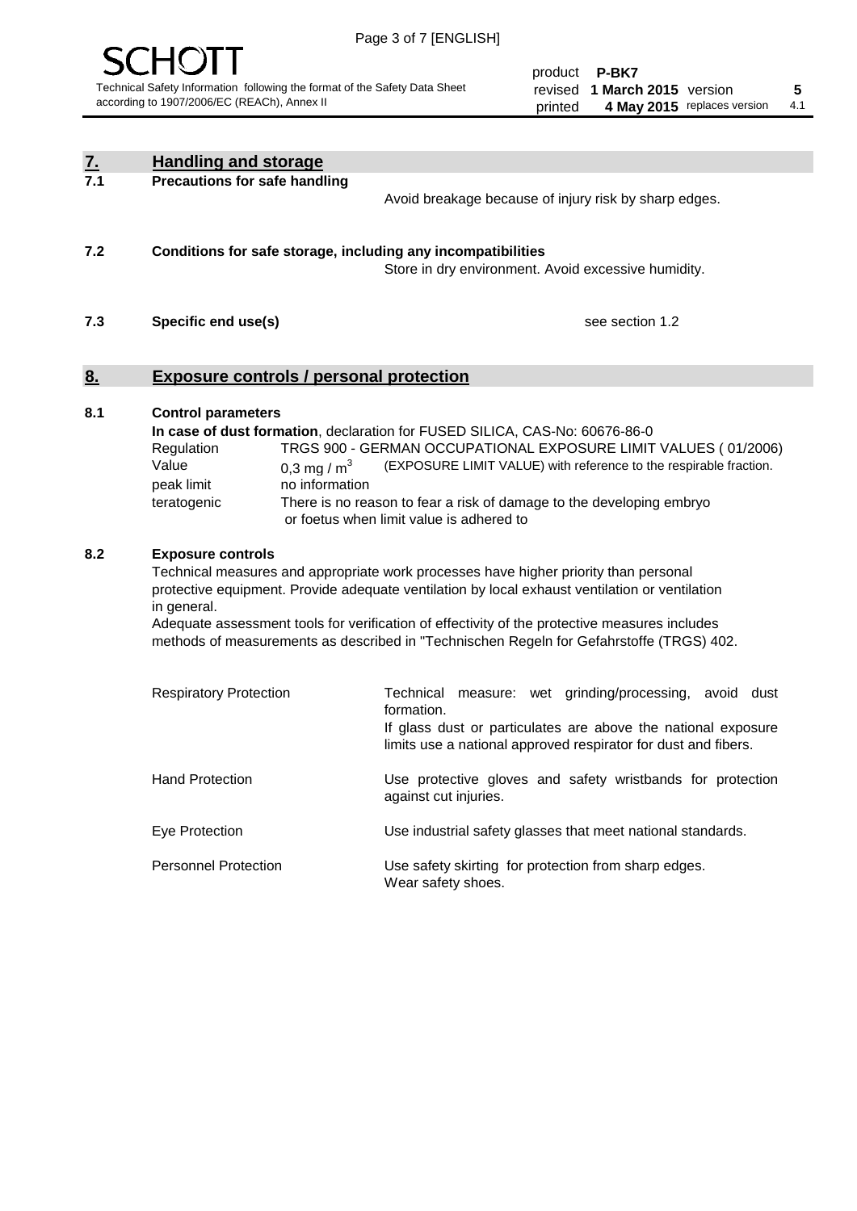## 7. Handling and storage

**7.1 Precautions for safe handling**

Avoid breakage because of injury risk by sharp edges.

**7.2 Conditions for safe storage, including any incompatibilities**

Store in dry environment. Avoid excessive humidity.

**7.3 Specific end use(s)**

see section 1.2

## 8. Exposure controls / personal protection

**8.1 Control parameters**

**In case of dust formation**, declaration for FUSED SILICA, CAS-No: 60676-86-0

| | |
|---|---|
| Regulation | TRGS 900 - GERMAN OCCUPATIONAL EXPOSURE LIMIT VALUES ( 01/2006) |
| Value | 0,3 mg / $m^3$ (EXPOSURE LIMIT VALUE) with reference to the respirable fraction. |
| peak limit | no information |
| teratogenic | There is no reason to fear a risk of damage to the developing embryo or foetus when limit value is adhered to |

**8.2 Exposure controls**

Technical measures and appropriate work processes have higher priority than personal protective equipment. Provide adequate ventilation by local exhaust ventilation or ventilation in general.

Adequate assessment tools for verification of effectivity of the protective measures includes methods of measurements as described in "Technischen Regeln for Gefahrstoffe (TRGS) 402.

| | |
|---|---|
| Respiratory Protection | Technical measure: wet grinding/processing, avoid dust formation. If glass dust or particulates are above the national exposure limits use a national approved respirator for dust and fibers. |
| Hand Protection | Use protective gloves and safety wristbands for protection against cut injuries. |
| Eye Protection | Use industrial safety glasses that meet national standards. |
| Personnel Protection | Use safety skirting for protection from sharp edges. Wear safety shoes. |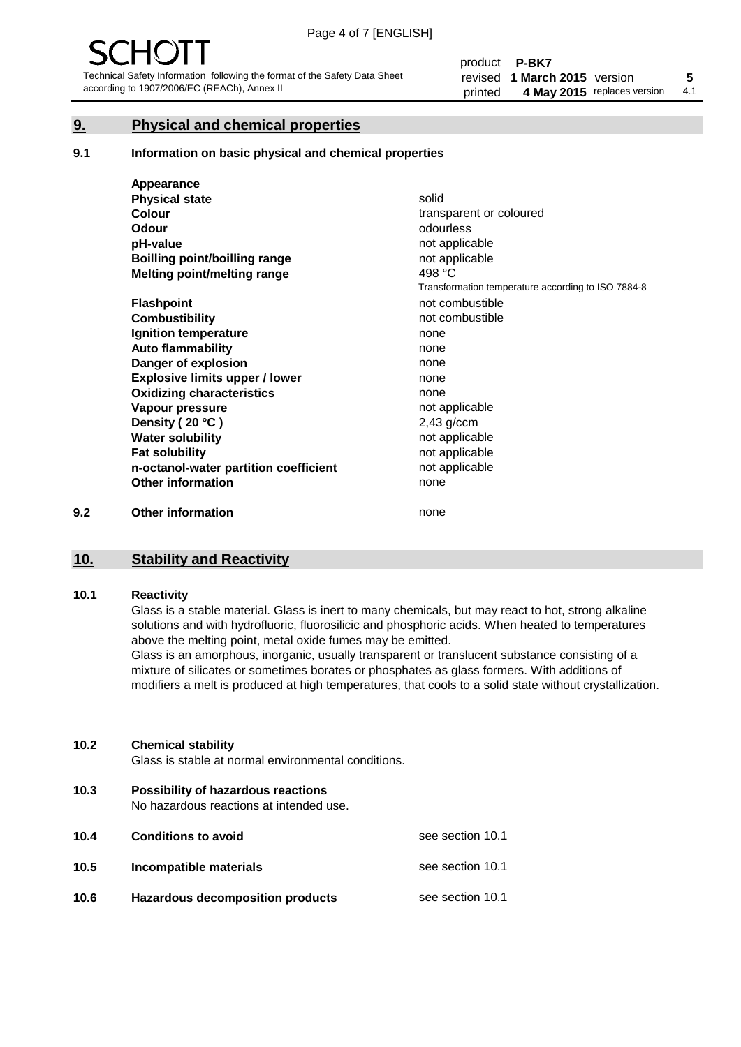## 9. Physical and chemical properties

### 9.1 Information on basic physical and chemical properties

| | |
|---|---|
| **Appearance** | |
| **Physical state** | solid |
| **Colour** | transparent or coloured |
| **Odour** | odourless |
| **pH-value** | not applicable |
| **Boilling point/boilling range** | not applicable |
| **Melting point/melting range** | 498 °C<br>Transformation temperature according to ISO 7884-8 |
| **Flashpoint** | not combustible |
| **Combustibility** | not combustible |
| **Ignition temperature** | none |
| **Auto flammability** | none |
| **Danger of explosion** | none |
| **Explosive limits upper / lower** | none |
| **Oxidizing characteristics** | none |
| **Vapour pressure** | not applicable |
| **Density ( 20 °C )** | 2,43 g/ccm |
| **Water solubility** | not applicable |
| **Fat solubility** | not applicable |
| **n-octanol-water partition coefficient** | not applicable |
| **Other information** | none |

### 9.2 Other information

none

## 10. Stability and Reactivity

### 10.1 Reactivity

Glass is a stable material. Glass is inert to many chemicals, but may react to hot, strong alkaline solutions and with hydrofluoric, fluorosilicic and phosphoric acids. When heated to temperatures above the melting point, metal oxide fumes may be emitted.
Glass is an amorphous, inorganic, usually transparent or translucent substance consisting of a mixture of silicates or sometimes borates or phosphates as glass formers. With additions of modifiers a melt is produced at high temperatures, that cools to a solid state without crystallization.

### 10.2 Chemical stability

Glass is stable at normal environmental conditions.

### 10.3 Possibility of hazardous reactions

No hazardous reactions at intended use.

### 10.4 Conditions to avoid

see section 10.1

### 10.5 Incompatible materials

see section 10.1

### 10.6 Hazardous decomposition products

see section 10.1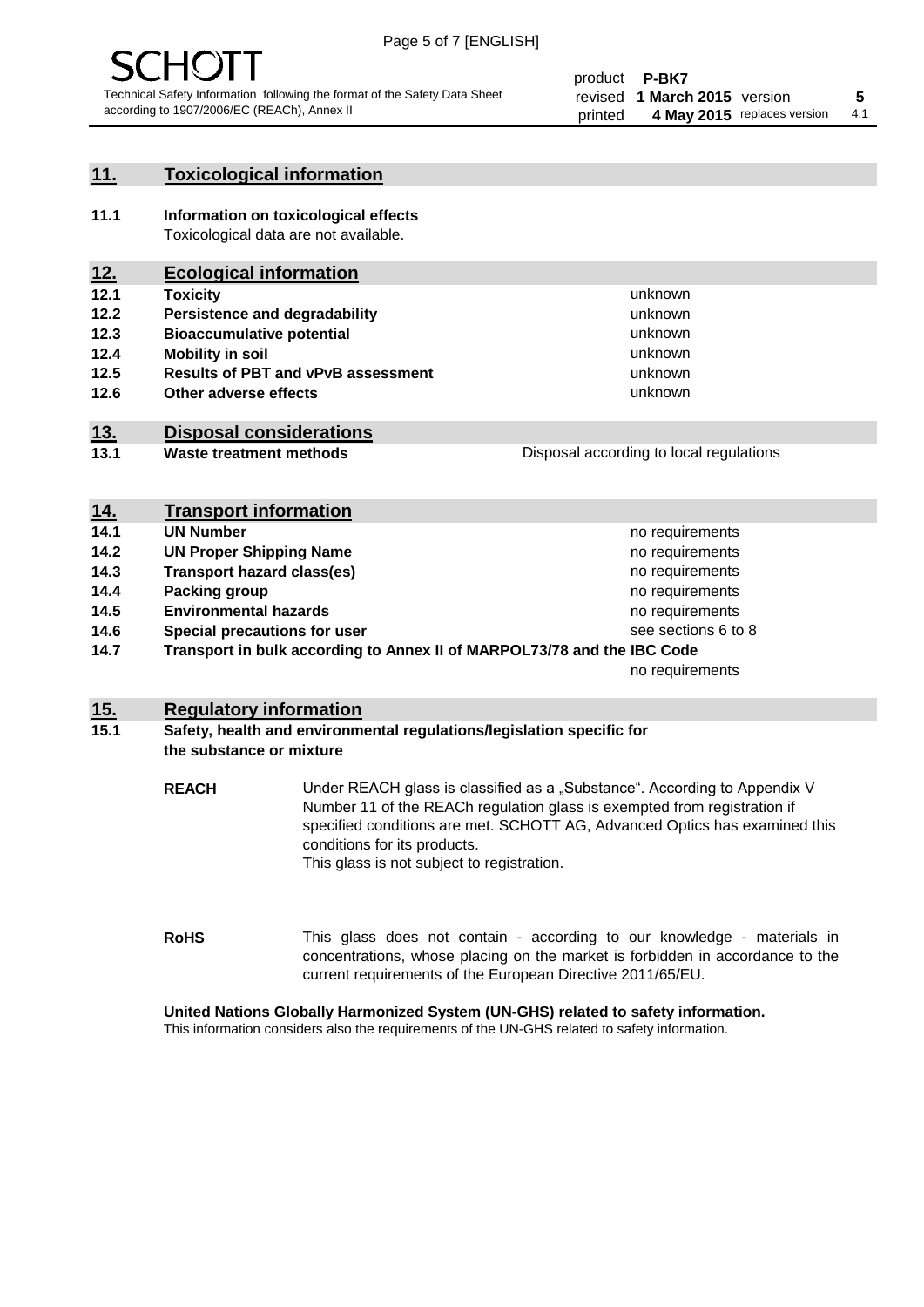## 11. Toxicological information

**11.1 Information on toxicological effects**

Toxicological data are not available.

## 12. Ecological information

| | | |
|---|---|---|
| **12.1** | **Toxicity** | unknown |
| **12.2** | **Persistence and degradability** | unknown |
| **12.3** | **Bioaccumulative potential** | unknown |
| **12.4** | **Mobility in soil** | unknown |
| **12.5** | **Results of PBT and vPvB assessment** | unknown |
| **12.6** | **Other adverse effects** | unknown |

## 13. Disposal considerations

| | | |
|---|---|---|
| **13.1** | **Waste treatment methods** | Disposal according to local regulations |

## 14. Transport information

| | | |
|---|---|---|
| **14.1** | **UN Number** | no requirements |
| **14.2** | **UN Proper Shipping Name** | no requirements |
| **14.3** | **Transport hazard class(es)** | no requirements |
| **14.4** | **Packing group** | no requirements |
| **14.5** | **Environmental hazards** | no requirements |
| **14.6** | **Special precautions for user** | see sections 6 to 8 |
| **14.7** | **Transport in bulk according to Annex II of MARPOL73/78 and the IBC Code** | no requirements |

## 15. Regulatory information

**15.1 Safety, health and environmental regulations/legislation specific for the substance or mixture**

**REACH** Under REACH glass is classified as a „Substance". According to Appendix V Number 11 of the REACh regulation glass is exempted from registration if specified conditions are met. SCHOTT AG, Advanced Optics has examined this conditions for its products.
This glass is not subject to registration.

**RoHS** This glass does not contain - according to our knowledge - materials in concentrations, whose placing on the market is forbidden in accordance to the current requirements of the European Directive 2011/65/EU.

**United Nations Globally Harmonized System (UN-GHS) related to safety information.**

This information considers also the requirements of the UN-GHS related to safety information.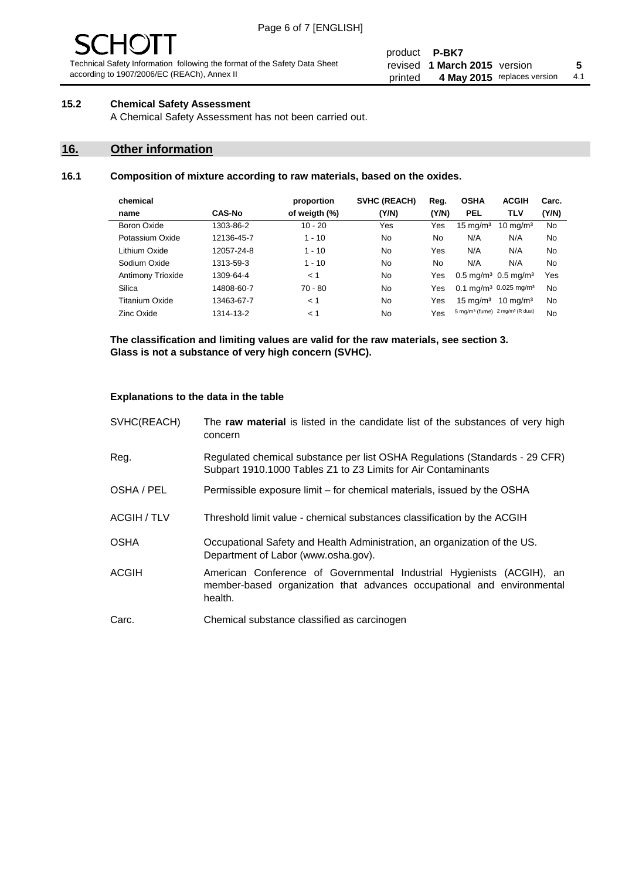### 15.2 Chemical Safety Assessment

A Chemical Safety Assessment has not been carried out.

## 16. Other information

### 16.1 Composition of mixture according to raw materials, based on the oxides.

| chemical name | CAS-No | proportion of weigth (%) | SVHC (REACH) (Y/N) | Reg. (Y/N) | OSHA PEL | ACGIH TLV | Carc. (Y/N) |
|---|---|---|---|---|---|---|---|
| Boron Oxide | 1303-86-2 | 10 - 20 | Yes | Yes | 15 mg/m³ | 10 mg/m³ | No |
| Potassium Oxide | 12136-45-7 | 1 - 10 | No | No | N/A | N/A | No |
| Lithium Oxide | 12057-24-8 | 1 - 10 | No | Yes | N/A | N/A | No |
| Sodium Oxide | 1313-59-3 | 1 - 10 | No | No | N/A | N/A | No |
| Antimony Trioxide | 1309-64-4 | < 1 | No | Yes | 0.5 mg/m³ | 0.5 mg/m³ | Yes |
| Silica | 14808-60-7 | 70 - 80 | No | Yes | 0.1 mg/m³ | 0.025 mg/m³ | No |
| Titanium Oxide | 13463-67-7 | < 1 | No | Yes | 15 mg/m³ | 10 mg/m³ | No |
| Zinc Oxide | 1314-13-2 | < 1 | No | Yes | 5 mg/m³ (fume) | 2 mg/m³ (R dust) | No |

**The classification and limiting values are valid for the raw materials, see section 3.**
**Glass is not a substance of very high concern (SVHC).**

**Explanations to the data in the table**

| | |
|---|---|
| SVHC(REACH) | The **raw material** is listed in the candidate list of the substances of very high concern |
| Reg. | Regulated chemical substance per list OSHA Regulations (Standards - 29 CFR) Subpart 1910.1000 Tables Z1 to Z3 Limits for Air Contaminants |
| OSHA / PEL | Permissible exposure limit – for chemical materials, issued by the OSHA |
| ACGIH / TLV | Threshold limit value - chemical substances classification by the ACGIH |
| OSHA | Occupational Safety and Health Administration, an organization of the US. Department of Labor (www.osha.gov). |
| ACGIH | American Conference of Governmental Industrial Hygienists (ACGIH), an member-based organization that advances occupational and environmental health. |
| Carc. | Chemical substance classified as carcinogen |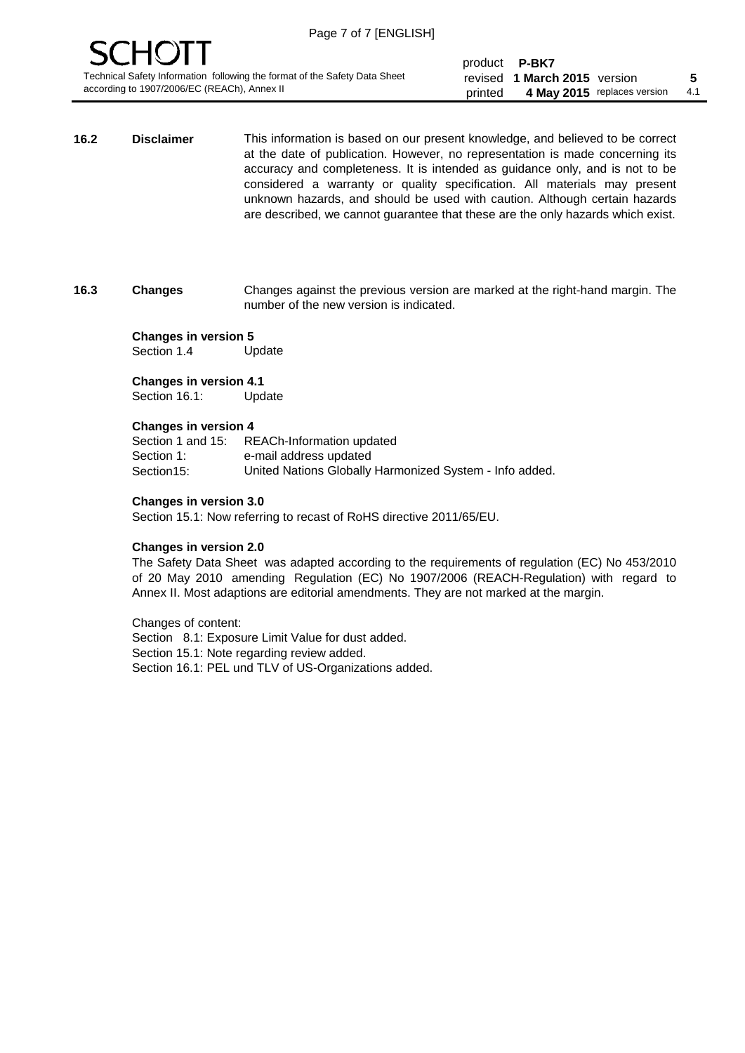**16.2 Disclaimer**

This information is based on our present knowledge, and believed to be correct at the date of publication. However, no representation is made concerning its accuracy and completeness. It is intended as guidance only, and is not to be considered a warranty or quality specification. All materials may present unknown hazards, and should be used with caution. Although certain hazards are described, we cannot guarantee that these are the only hazards which exist.

**16.3 Changes**

Changes against the previous version are marked at the right-hand margin. The number of the new version is indicated.

**Changes in version 5**

Section 1.4 Update

**Changes in version 4.1**

Section 16.1: Update

**Changes in version 4**

| | |
|---|---|
| Section 1 and 15: | REACh-Information updated |
| Section 1: | e-mail address updated |
| Section15: | United Nations Globally Harmonized System - Info added. |

**Changes in version 3.0**

Section 15.1: Now referring to recast of RoHS directive 2011/65/EU.

**Changes in version 2.0**

The Safety Data Sheet was adapted according to the requirements of regulation (EC) No 453/2010 of 20 May 2010 amending Regulation (EC) No 1907/2006 (REACH-Regulation) with regard to Annex II. Most adaptions are editorial amendments. They are not marked at the margin.

Changes of content:
Section 8.1: Exposure Limit Value for dust added.
Section 15.1: Note regarding review added.
Section 16.1: PEL und TLV of US-Organizations added.